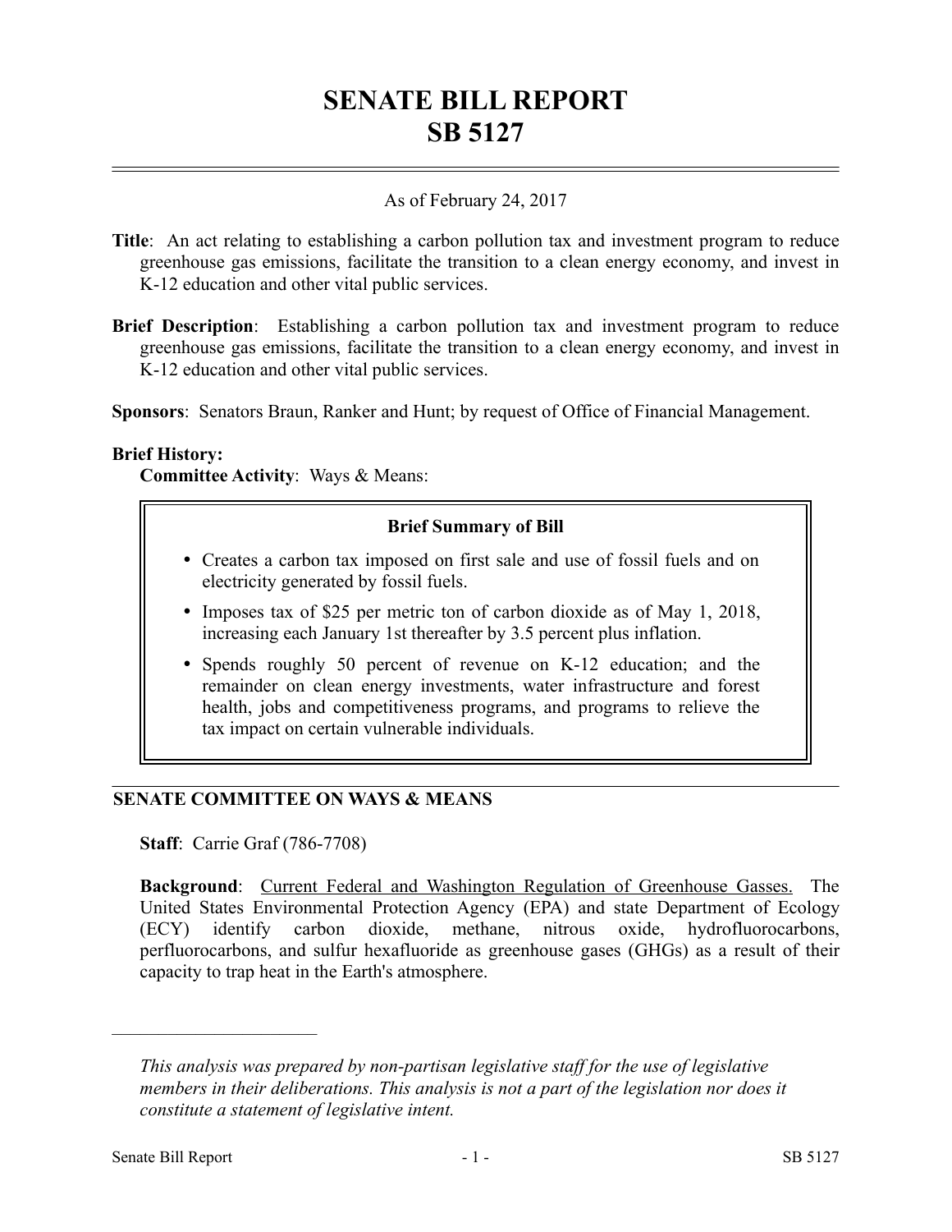# SENATE BILL REPORT
# SB 5127

As of February 24, 2017

**Title**: An act relating to establishing a carbon pollution tax and investment program to reduce greenhouse gas emissions, facilitate the transition to a clean energy economy, and invest in K-12 education and other vital public services.

**Brief Description**: Establishing a carbon pollution tax and investment program to reduce greenhouse gas emissions, facilitate the transition to a clean energy economy, and invest in K-12 education and other vital public services.

**Sponsors**: Senators Braun, Ranker and Hunt; by request of Office of Financial Management.

**Brief History:**

**Committee Activity**: Ways & Means:

> **Brief Summary of Bill**
>
> - Creates a carbon tax imposed on first sale and use of fossil fuels and on electricity generated by fossil fuels.
> - Imposes tax of $25 per metric ton of carbon dioxide as of May 1, 2018, increasing each January 1st thereafter by 3.5 percent plus inflation.
> - Spends roughly 50 percent of revenue on K-12 education; and the remainder on clean energy investments, water infrastructure and forest health, jobs and competitiveness programs, and programs to relieve the tax impact on certain vulnerable individuals.

## SENATE COMMITTEE ON WAYS & MEANS

**Staff**: Carrie Graf (786-7708)

**Background**: Current Federal and Washington Regulation of Greenhouse Gasses. The United States Environmental Protection Agency (EPA) and state Department of Ecology (ECY) identify carbon dioxide, methane, nitrous oxide, hydrofluorocarbons, perfluorocarbons, and sulfur hexafluoride as greenhouse gases (GHGs) as a result of their capacity to trap heat in the Earth's atmosphere.

---

*This analysis was prepared by non-partisan legislative staff for the use of legislative members in their deliberations. This analysis is not a part of the legislation nor does it constitute a statement of legislative intent.*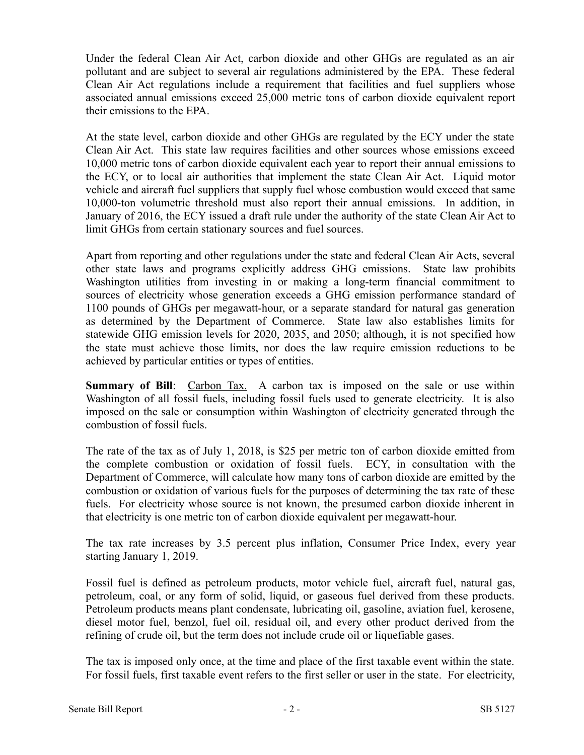Under the federal Clean Air Act, carbon dioxide and other GHGs are regulated as an air pollutant and are subject to several air regulations administered by the EPA. These federal Clean Air Act regulations include a requirement that facilities and fuel suppliers whose associated annual emissions exceed 25,000 metric tons of carbon dioxide equivalent report their emissions to the EPA.

At the state level, carbon dioxide and other GHGs are regulated by the ECY under the state Clean Air Act. This state law requires facilities and other sources whose emissions exceed 10,000 metric tons of carbon dioxide equivalent each year to report their annual emissions to the ECY, or to local air authorities that implement the state Clean Air Act. Liquid motor vehicle and aircraft fuel suppliers that supply fuel whose combustion would exceed that same 10,000-ton volumetric threshold must also report their annual emissions. In addition, in January of 2016, the ECY issued a draft rule under the authority of the state Clean Air Act to limit GHGs from certain stationary sources and fuel sources.

Apart from reporting and other regulations under the state and federal Clean Air Acts, several other state laws and programs explicitly address GHG emissions. State law prohibits Washington utilities from investing in or making a long-term financial commitment to sources of electricity whose generation exceeds a GHG emission performance standard of 1100 pounds of GHGs per megawatt-hour, or a separate standard for natural gas generation as determined by the Department of Commerce. State law also establishes limits for statewide GHG emission levels for 2020, 2035, and 2050; although, it is not specified how the state must achieve those limits, nor does the law require emission reductions to be achieved by particular entities or types of entities.

**Summary of Bill**: Carbon Tax. A carbon tax is imposed on the sale or use within Washington of all fossil fuels, including fossil fuels used to generate electricity. It is also imposed on the sale or consumption within Washington of electricity generated through the combustion of fossil fuels.

The rate of the tax as of July 1, 2018, is $25 per metric ton of carbon dioxide emitted from the complete combustion or oxidation of fossil fuels. ECY, in consultation with the Department of Commerce, will calculate how many tons of carbon dioxide are emitted by the combustion or oxidation of various fuels for the purposes of determining the tax rate of these fuels. For electricity whose source is not known, the presumed carbon dioxide inherent in that electricity is one metric ton of carbon dioxide equivalent per megawatt-hour.

The tax rate increases by 3.5 percent plus inflation, Consumer Price Index, every year starting January 1, 2019.

Fossil fuel is defined as petroleum products, motor vehicle fuel, aircraft fuel, natural gas, petroleum, coal, or any form of solid, liquid, or gaseous fuel derived from these products. Petroleum products means plant condensate, lubricating oil, gasoline, aviation fuel, kerosene, diesel motor fuel, benzol, fuel oil, residual oil, and every other product derived from the refining of crude oil, but the term does not include crude oil or liquefiable gases.

The tax is imposed only once, at the time and place of the first taxable event within the state. For fossil fuels, first taxable event refers to the first seller or user in the state. For electricity,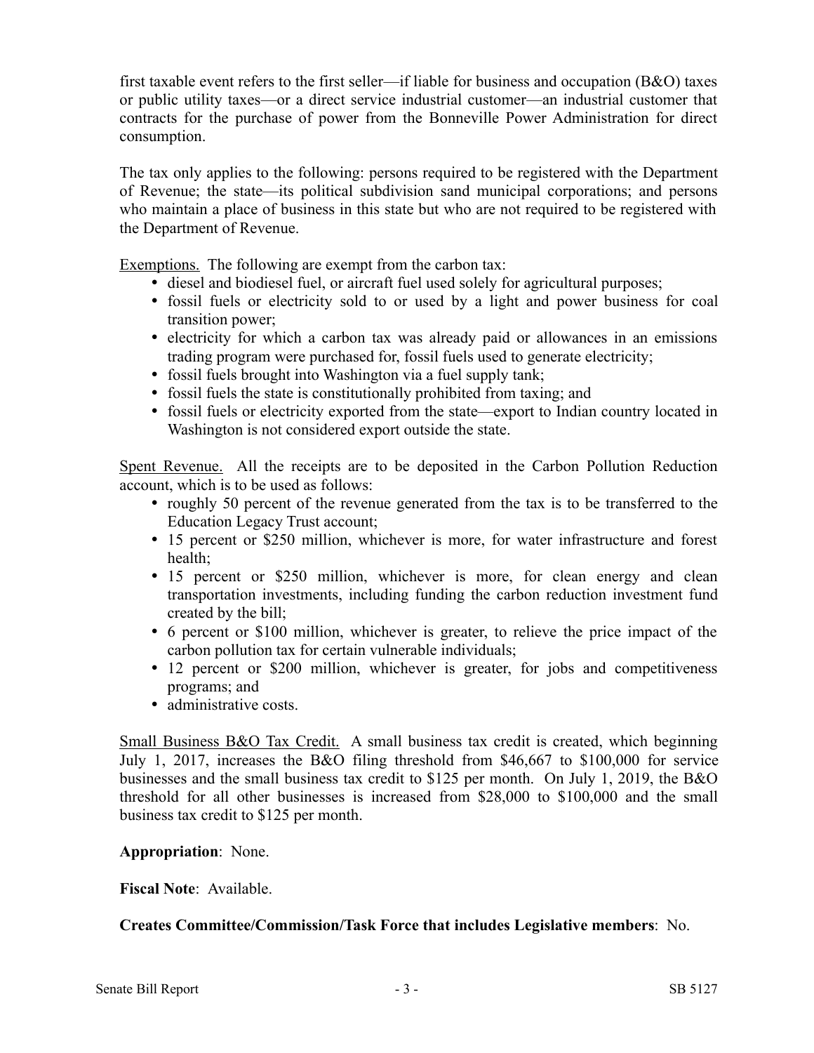first taxable event refers to the first seller—if liable for business and occupation (B&O) taxes or public utility taxes—or a direct service industrial customer—an industrial customer that contracts for the purchase of power from the Bonneville Power Administration for direct consumption.

The tax only applies to the following: persons required to be registered with the Department of Revenue; the state—its political subdivision sand municipal corporations; and persons who maintain a place of business in this state but who are not required to be registered with the Department of Revenue.

Exemptions. The following are exempt from the carbon tax:

- diesel and biodiesel fuel, or aircraft fuel used solely for agricultural purposes;
- fossil fuels or electricity sold to or used by a light and power business for coal transition power;
- electricity for which a carbon tax was already paid or allowances in an emissions trading program were purchased for, fossil fuels used to generate electricity;
- fossil fuels brought into Washington via a fuel supply tank;
- fossil fuels the state is constitutionally prohibited from taxing; and
- fossil fuels or electricity exported from the state—export to Indian country located in Washington is not considered export outside the state.

Spent Revenue. All the receipts are to be deposited in the Carbon Pollution Reduction account, which is to be used as follows:

- roughly 50 percent of the revenue generated from the tax is to be transferred to the Education Legacy Trust account;
- 15 percent or $250 million, whichever is more, for water infrastructure and forest health;
- 15 percent or $250 million, whichever is more, for clean energy and clean transportation investments, including funding the carbon reduction investment fund created by the bill;
- 6 percent or $100 million, whichever is greater, to relieve the price impact of the carbon pollution tax for certain vulnerable individuals;
- 12 percent or $200 million, whichever is greater, for jobs and competitiveness programs; and
- administrative costs.

Small Business B&O Tax Credit. A small business tax credit is created, which beginning July 1, 2017, increases the B&O filing threshold from $46,667 to $100,000 for service businesses and the small business tax credit to $125 per month. On July 1, 2019, the B&O threshold for all other businesses is increased from $28,000 to $100,000 and the small business tax credit to $125 per month.

**Appropriation**: None.

**Fiscal Note**: Available.

**Creates Committee/Commission/Task Force that includes Legislative members**: No.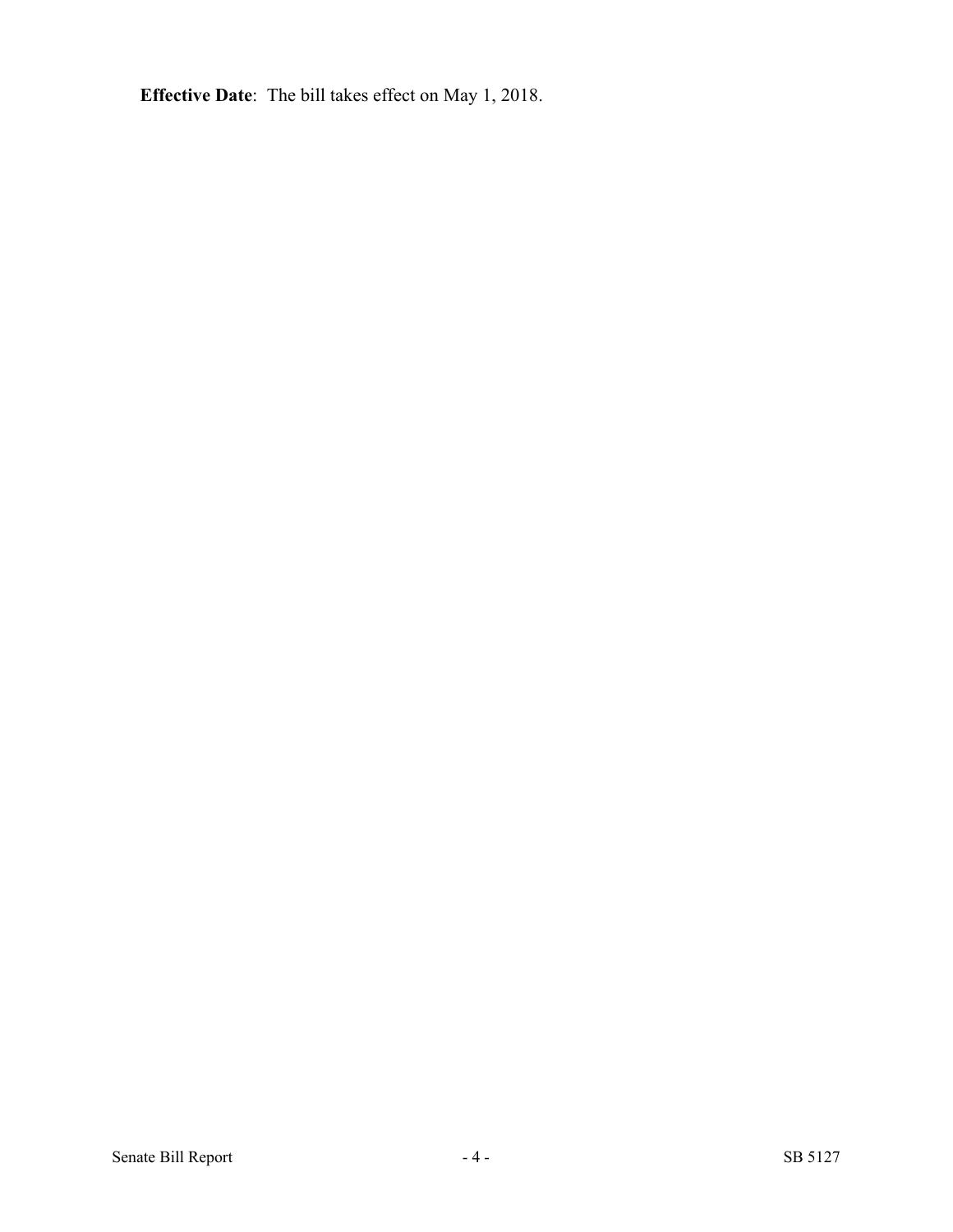**Effective Date**: The bill takes effect on May 1, 2018.